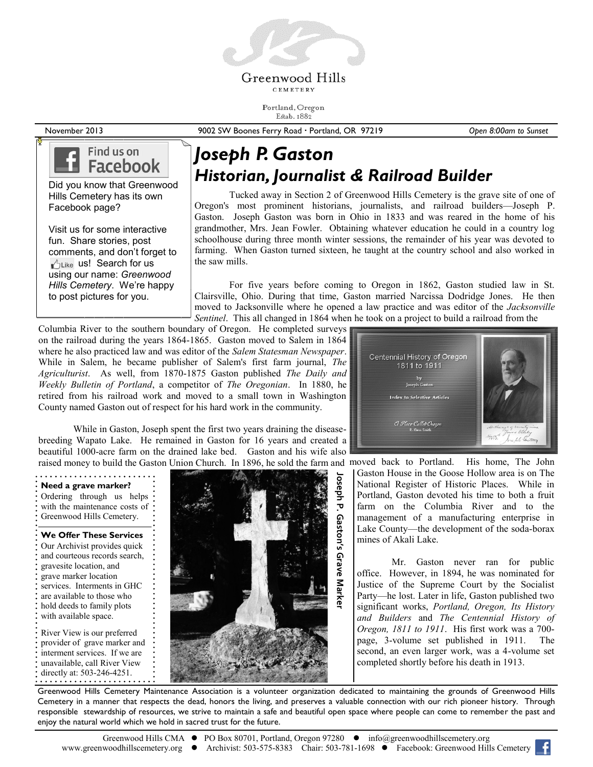# Greenwood Hills Cemetery

Portland, Oregon
Estab. 1882

November 2013 | 9002 SW Boones Ferry Road · Portland, OR 97219 | *Open 8:00am to Sunset*

## Joseph P. Gaston
## Historian, Journalist & Railroad Builder

Tucked away in Section 2 of Greenwood Hills Cemetery is the grave site of one of Oregon's most prominent historians, journalists, and railroad builders—Joseph P. Gaston. Joseph Gaston was born in Ohio in 1833 and was reared in the home of his grandmother, Mrs. Jean Fowler. Obtaining whatever education he could in a country log schoolhouse during three month winter sessions, the remainder of his year was devoted to farming. When Gaston turned sixteen, he taught at the country school and also worked in the saw mills.

For five years before coming to Oregon in 1862, Gaston studied law in St. Clairsville, Ohio. During that time, Gaston married Narcissa Dodridge Jones. He then moved to Jacksonville where he opened a law practice and was editor of the *Jacksonville Sentinel*. This all changed in 1864 when he took on a project to build a railroad from the Columbia River to the southern boundary of Oregon. He completed surveys on the railroad during the years 1864-1865. Gaston moved to Salem in 1864 where he also practiced law and was editor of the *Salem Statesman Newspaper*. While in Salem, he became publisher of Salem's first farm journal, *The Agriculturist*. As well, from 1870-1875 Gaston published *The Daily and Weekly Bulletin of Portland*, a competitor of *The Oregonian*. In 1880, he retired from his railroad work and moved to a small town in Washington County named Gaston out of respect for his hard work in the community.

While in Gaston, Joseph spent the first two years draining the disease-breeding Wapato Lake. He remained in Gaston for 16 years and created a beautiful 1000-acre farm on the drained lake bed. Gaston and his wife also raised money to build the Gaston Union Church. In 1896, he sold the farm and moved back to Portland. His home, The John Gaston House in the Goose Hollow area is on The National Register of Historic Places. While in Portland, Gaston devoted his time to both a fruit farm on the Columbia River and to the management of a manufacturing enterprise in Lake County—the development of the soda-borax mines of Akali Lake.

Mr. Gaston never ran for public office. However, in 1894, he was nominated for Justice of the Supreme Court by the Socialist Party—he lost. Later in life, Gaston published two significant works, *Portland, Oregon, Its History and Builders* and *The Centennial History of Oregon, 1811 to 1911*. His first work was a 700-page, 3-volume set published in 1911. The second, an even larger work, was a 4-volume set completed shortly before his death in 1913.

Centennial History of Oregon 1811 to 1911 by Joseph Gaston — Index to Selective Articles — A Place Called Oregon, R. Gass Smith

Joseph P. Gaston's Grave Marker

---

**Find us on Facebook**

Did you know that Greenwood Hills Cemetery has its own Facebook page?

Visit us for some interactive fun. Share stories, post comments, and don't forget to Like us! Search for us using our name: *Greenwood Hills Cemetery*. We're happy to post pictures for you.

---

**Need a grave marker?**
Ordering through us helps with the maintenance costs of Greenwood Hills Cemetery.

**We Offer These Services**
Our Archivist provides quick and courteous records search, gravesite location, and grave marker location services. Interments in GHC are available to those who hold deeds to family plots with available space.

River View is our preferred provider of grave marker and interment services. If we are unavailable, call River View directly at: 503-246-4251.

---

Greenwood Hills Cemetery Maintenance Association is a volunteer organization dedicated to maintaining the grounds of Greenwood Hills Cemetery in a manner that respects the dead, honors the living, and preserves a valuable connection with our rich pioneer history. Through responsible stewardship of resources, we strive to maintain a safe and beautiful open space where people can come to remember the past and enjoy the natural world which we hold in sacred trust for the future.

Greenwood Hills CMA ● PO Box 80701, Portland, Oregon 97280 ● info@greenwoodhillscemetery.org
www.greenwoodhillscemetery.org ● Archivist: 503-575-8383 Chair: 503-781-1698 ● Facebook: Greenwood Hills Cemetery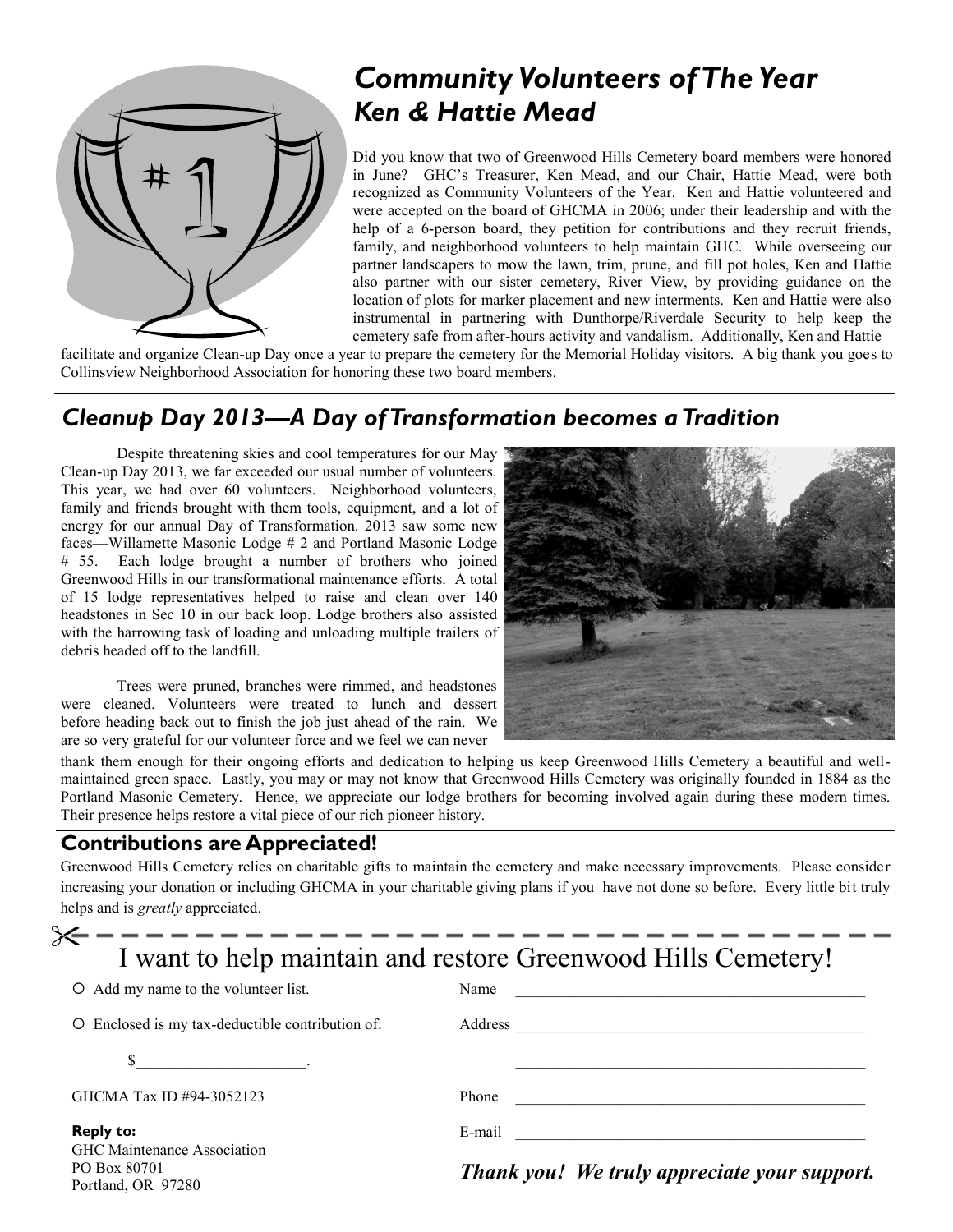## *Community Volunteers of The Year*

### *Ken & Hattie Mead*

Did you know that two of Greenwood Hills Cemetery board members were honored in June? GHC's Treasurer, Ken Mead, and our Chair, Hattie Mead, were both recognized as Community Volunteers of the Year. Ken and Hattie volunteered and were accepted on the board of GHCMA in 2006; under their leadership and with the help of a 6-person board, they petition for contributions and they recruit friends, family, and neighborhood volunteers to help maintain GHC. While overseeing our partner landscapers to mow the lawn, trim, prune, and fill pot holes, Ken and Hattie also partner with our sister cemetery, River View, by providing guidance on the location of plots for marker placement and new interments. Ken and Hattie were also instrumental in partnering with Dunthorpe/Riverdale Security to help keep the cemetery safe from after-hours activity and vandalism. Additionally, Ken and Hattie facilitate and organize Clean-up Day once a year to prepare the cemetery for the Memorial Holiday visitors. A big thank you goes to Collinsview Neighborhood Association for honoring these two board members.

## *Cleanup Day 2013—A Day of Transformation becomes a Tradition*

Despite threatening skies and cool temperatures for our May Clean-up Day 2013, we far exceeded our usual number of volunteers. This year, we had over 60 volunteers. Neighborhood volunteers, family and friends brought with them tools, equipment, and a lot of energy for our annual Day of Transformation. 2013 saw some new faces—Willamette Masonic Lodge # 2 and Portland Masonic Lodge # 55. Each lodge brought a number of brothers who joined Greenwood Hills in our transformational maintenance efforts. A total of 15 lodge representatives helped to raise and clean over 140 headstones in Sec 10 in our back loop. Lodge brothers also assisted with the harrowing task of loading and unloading multiple trailers of debris headed off to the landfill.

Trees were pruned, branches were rimmed, and headstones were cleaned. Volunteers were treated to lunch and dessert before heading back out to finish the job just ahead of the rain. We are so very grateful for our volunteer force and we feel we can never thank them enough for their ongoing efforts and dedication to helping us keep Greenwood Hills Cemetery a beautiful and well-maintained green space. Lastly, you may or may not know that Greenwood Hills Cemetery was originally founded in 1884 as the Portland Masonic Cemetery. Hence, we appreciate our lodge brothers for becoming involved again during these modern times. Their presence helps restore a vital piece of our rich pioneer history.

### Contributions are Appreciated!

Greenwood Hills Cemetery relies on charitable gifts to maintain the cemetery and make necessary improvements. Please consider increasing your donation or including GHCMA in your charitable giving plans if you have not done so before. Every little bit truly helps and is *greatly* appreciated.

---

## I want to help maintain and restore Greenwood Hills Cemetery!

○ Add my name to the volunteer list.

○ Enclosed is my tax-deductible contribution of:

$______________________.

GHCMA Tax ID #94-3052123

**Reply to:**
GHC Maintenance Association
PO Box 80701
Portland, OR 97280

Name ______________________________________________

Address ____________________________________________

___________________________________________________

Phone ______________________________________________

E-mail _____________________________________________

***Thank you! We truly appreciate your support.***